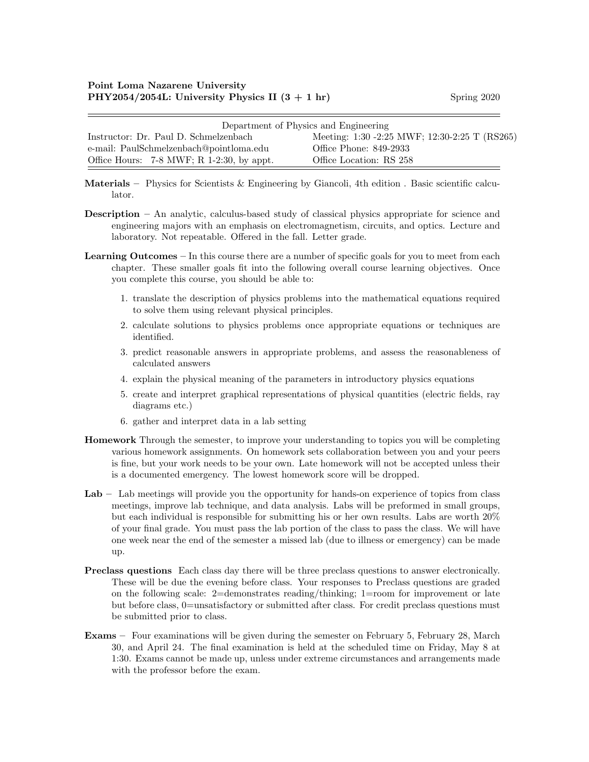**Point Loma Nazarene University**
**PHY2054/2054L: University Physics II (3 + 1 hr)** Spring 2020

---

Department of Physics and Engineering

| | |
|---|---|
| Instructor: Dr. Paul D. Schmelzenbach | Meeting: 1:30 -2:25 MWF; 12:30-2:25 T (RS265) |
| e-mail: PaulSchmelzenbach@pointloma.edu | Office Phone: 849-2933 |
| Office Hours: 7-8 MWF; R 1-2:30, by appt. | Office Location: RS 258 |

**Materials** – Physics for Scientists & Engineering by Giancoli, 4th edition . Basic scientific calculator.

**Description** – An analytic, calculus-based study of classical physics appropriate for science and engineering majors with an emphasis on electromagnetism, circuits, and optics. Lecture and laboratory. Not repeatable. Offered in the fall. Letter grade.

**Learning Outcomes** – In this course there are a number of specific goals for you to meet from each chapter. These smaller goals fit into the following overall course learning objectives. Once you complete this course, you should be able to:

1. translate the description of physics problems into the mathematical equations required to solve them using relevant physical principles.
2. calculate solutions to physics problems once appropriate equations or techniques are identified.
3. predict reasonable answers in appropriate problems, and assess the reasonableness of calculated answers
4. explain the physical meaning of the parameters in introductory physics equations
5. create and interpret graphical representations of physical quantities (electric fields, ray diagrams etc.)
6. gather and interpret data in a lab setting

**Homework** Through the semester, to improve your understanding to topics you will be completing various homework assignments. On homework sets collaboration between you and your peers is fine, but your work needs to be your own. Late homework will not be accepted unless their is a documented emergency. The lowest homework score will be dropped.

**Lab** – Lab meetings will provide you the opportunity for hands-on experience of topics from class meetings, improve lab technique, and data analysis. Labs will be preformed in small groups, but each individual is responsible for submitting his or her own results. Labs are worth 20% of your final grade. You must pass the lab portion of the class to pass the class. We will have one week near the end of the semester a missed lab (due to illness or emergency) can be made up.

**Preclass questions** Each class day there will be three preclass questions to answer electronically. These will be due the evening before class. Your responses to Preclass questions are graded on the following scale: 2=demonstrates reading/thinking; 1=room for improvement or late but before class, 0=unsatisfactory or submitted after class. For credit preclass questions must be submitted prior to class.

**Exams** – Four examinations will be given during the semester on February 5, February 28, March 30, and April 24. The final examination is held at the scheduled time on Friday, May 8 at 1:30. Exams cannot be made up, unless under extreme circumstances and arrangements made with the professor before the exam.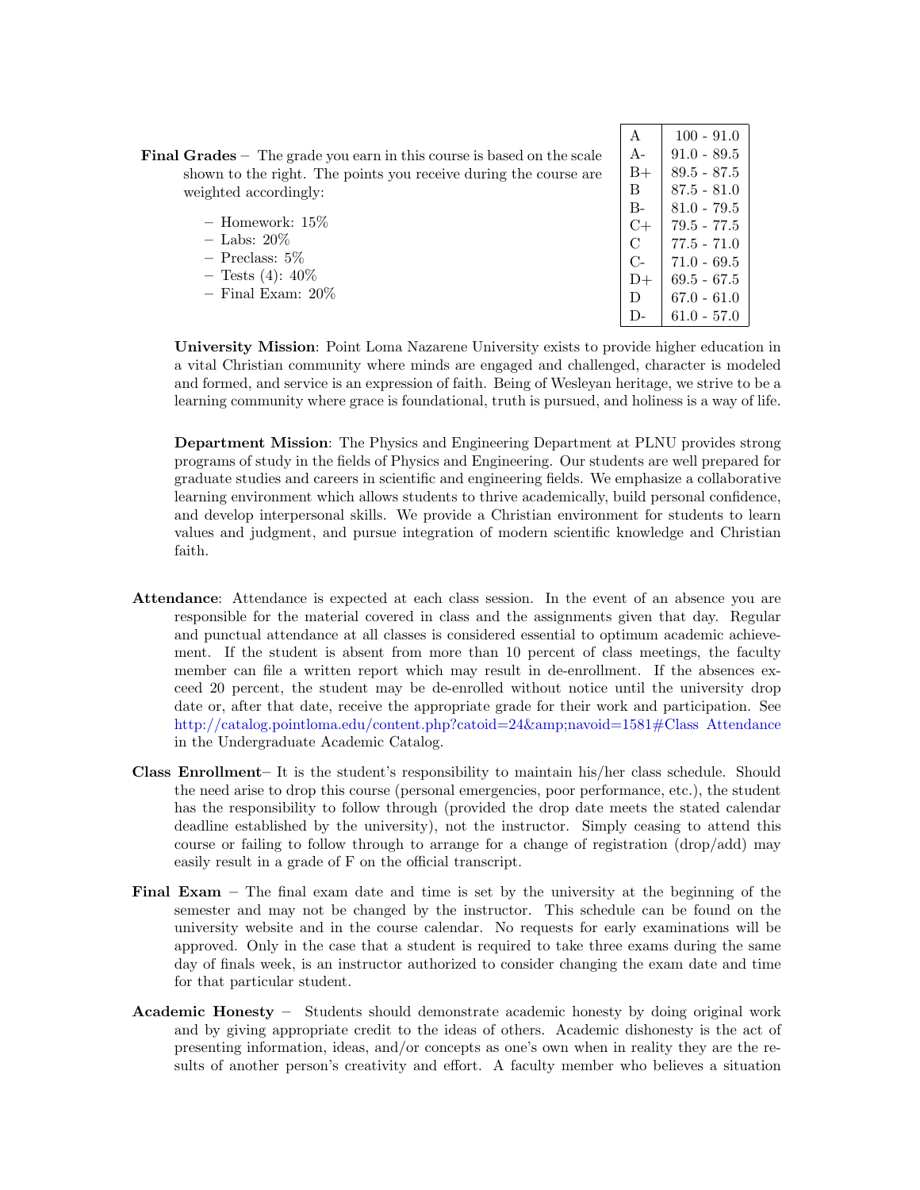**Final Grades** – The grade you earn in this course is based on the scale shown to the right. The points you receive during the course are weighted accordingly:

- Homework: 15%
- Labs: 20%
- Preclass: 5%
- Tests (4): 40%
- Final Exam: 20%

| Grade | Range |
|---|---|
| A | 100 - 91.0 |
| A- | 91.0 - 89.5 |
| B+ | 89.5 - 87.5 |
| B | 87.5 - 81.0 |
| B- | 81.0 - 79.5 |
| C+ | 79.5 - 77.5 |
| C | 77.5 - 71.0 |
| C- | 71.0 - 69.5 |
| D+ | 69.5 - 67.5 |
| D | 67.0 - 61.0 |
| D- | 61.0 - 57.0 |

**University Mission**: Point Loma Nazarene University exists to provide higher education in a vital Christian community where minds are engaged and challenged, character is modeled and formed, and service is an expression of faith. Being of Wesleyan heritage, we strive to be a learning community where grace is foundational, truth is pursued, and holiness is a way of life.

**Department Mission**: The Physics and Engineering Department at PLNU provides strong programs of study in the fields of Physics and Engineering. Our students are well prepared for graduate studies and careers in scientific and engineering fields. We emphasize a collaborative learning environment which allows students to thrive academically, build personal confidence, and develop interpersonal skills. We provide a Christian environment for students to learn values and judgment, and pursue integration of modern scientific knowledge and Christian faith.

**Attendance**: Attendance is expected at each class session. In the event of an absence you are responsible for the material covered in class and the assignments given that day. Regular and punctual attendance at all classes is considered essential to optimum academic achievement. If the student is absent from more than 10 percent of class meetings, the faculty member can file a written report which may result in de-enrollment. If the absences exceed 20 percent, the student may be de-enrolled without notice until the university drop date or, after that date, receive the appropriate grade for their work and participation. See http://catalog.pointloma.edu/content.php?catoid=24&amp;navoid=1581#Class Attendance in the Undergraduate Academic Catalog.

**Class Enrollment**– It is the student's responsibility to maintain his/her class schedule. Should the need arise to drop this course (personal emergencies, poor performance, etc.), the student has the responsibility to follow through (provided the drop date meets the stated calendar deadline established by the university), not the instructor. Simply ceasing to attend this course or failing to follow through to arrange for a change of registration (drop/add) may easily result in a grade of F on the official transcript.

**Final Exam** – The final exam date and time is set by the university at the beginning of the semester and may not be changed by the instructor. This schedule can be found on the university website and in the course calendar. No requests for early examinations will be approved. Only in the case that a student is required to take three exams during the same day of finals week, is an instructor authorized to consider changing the exam date and time for that particular student.

**Academic Honesty** – Students should demonstrate academic honesty by doing original work and by giving appropriate credit to the ideas of others. Academic dishonesty is the act of presenting information, ideas, and/or concepts as one's own when in reality they are the results of another person's creativity and effort. A faculty member who believes a situation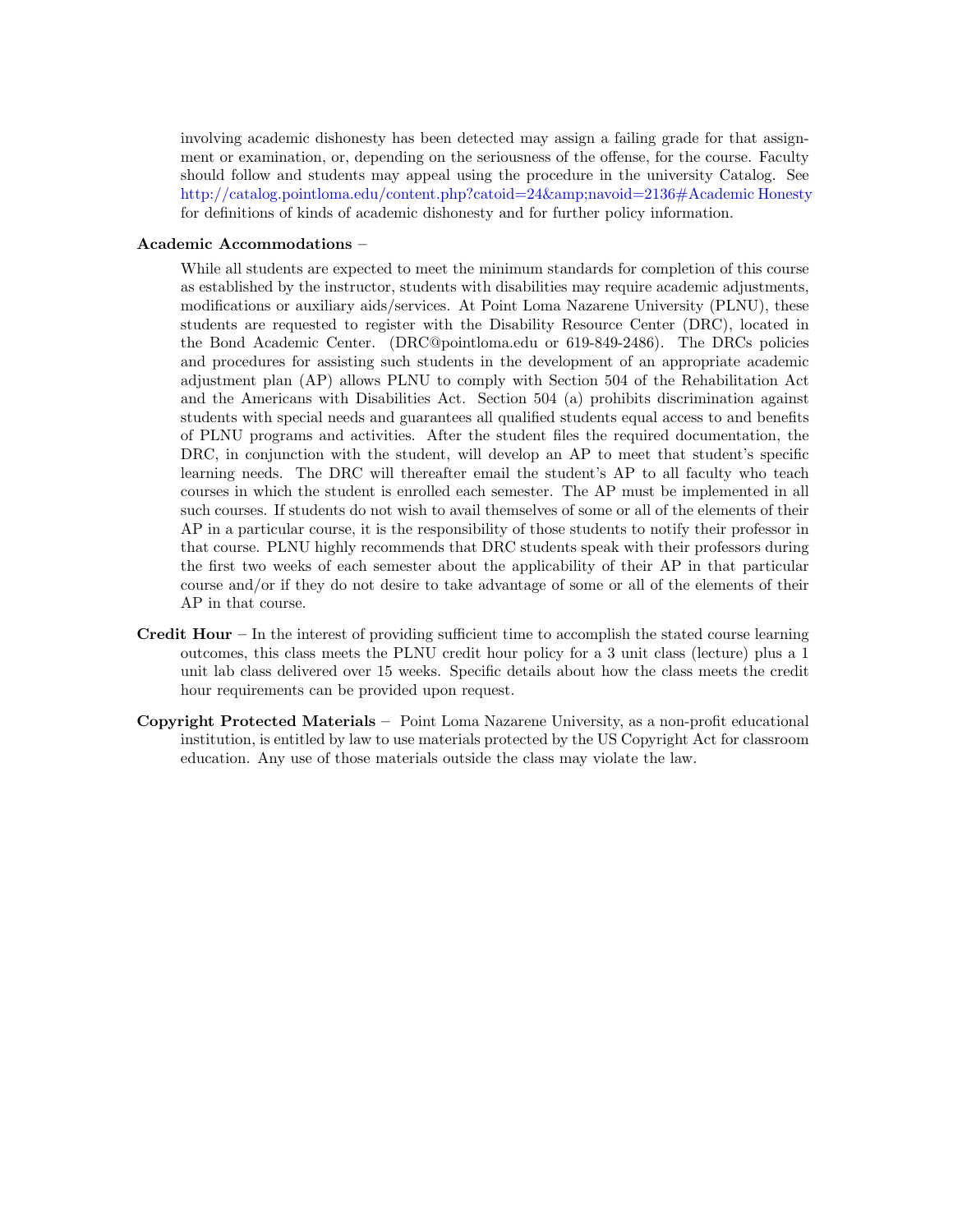involving academic dishonesty has been detected may assign a failing grade for that assignment or examination, or, depending on the seriousness of the offense, for the course. Faculty should follow and students may appeal using the procedure in the university Catalog. See http://catalog.pointloma.edu/content.php?catoid=24&amp;navoid=2136#Academic Honesty for definitions of kinds of academic dishonesty and for further policy information.

**Academic Accommodations** –

While all students are expected to meet the minimum standards for completion of this course as established by the instructor, students with disabilities may require academic adjustments, modifications or auxiliary aids/services. At Point Loma Nazarene University (PLNU), these students are requested to register with the Disability Resource Center (DRC), located in the Bond Academic Center. (DRC@pointloma.edu or 619-849-2486). The DRCs policies and procedures for assisting such students in the development of an appropriate academic adjustment plan (AP) allows PLNU to comply with Section 504 of the Rehabilitation Act and the Americans with Disabilities Act. Section 504 (a) prohibits discrimination against students with special needs and guarantees all qualified students equal access to and benefits of PLNU programs and activities. After the student files the required documentation, the DRC, in conjunction with the student, will develop an AP to meet that student's specific learning needs. The DRC will thereafter email the student's AP to all faculty who teach courses in which the student is enrolled each semester. The AP must be implemented in all such courses. If students do not wish to avail themselves of some or all of the elements of their AP in a particular course, it is the responsibility of those students to notify their professor in that course. PLNU highly recommends that DRC students speak with their professors during the first two weeks of each semester about the applicability of their AP in that particular course and/or if they do not desire to take advantage of some or all of the elements of their AP in that course.

**Credit Hour** – In the interest of providing sufficient time to accomplish the stated course learning outcomes, this class meets the PLNU credit hour policy for a 3 unit class (lecture) plus a 1 unit lab class delivered over 15 weeks. Specific details about how the class meets the credit hour requirements can be provided upon request.

**Copyright Protected Materials** – Point Loma Nazarene University, as a non-profit educational institution, is entitled by law to use materials protected by the US Copyright Act for classroom education. Any use of those materials outside the class may violate the law.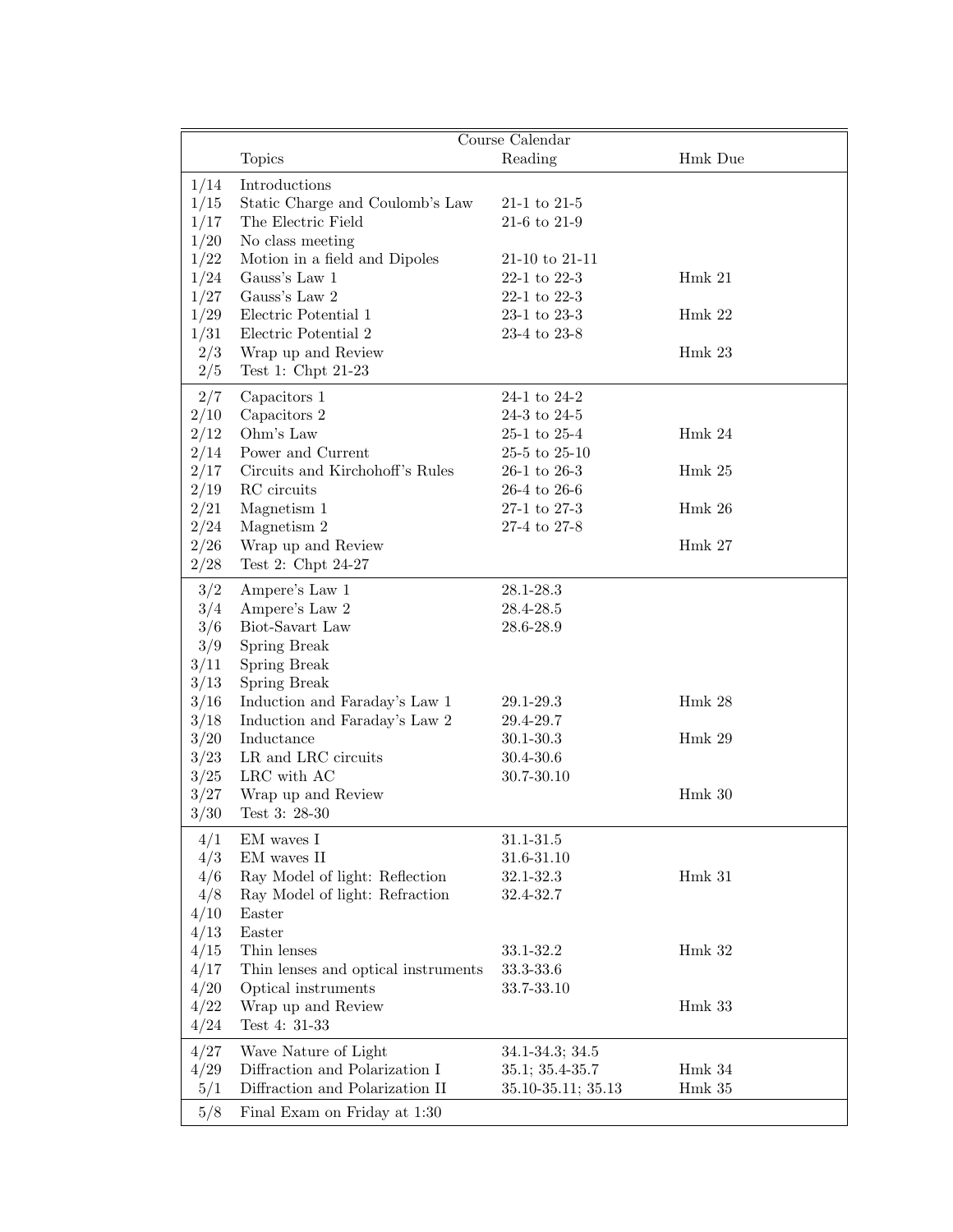| Course Calendar | | | |
|---|---|---|---|
| | Topics | Reading | Hmk Due |
| 1/14 | Introductions | | |
| 1/15 | Static Charge and Coulomb's Law | 21-1 to 21-5 | |
| 1/17 | The Electric Field | 21-6 to 21-9 | |
| 1/20 | No class meeting | | |
| 1/22 | Motion in a field and Dipoles | 21-10 to 21-11 | |
| 1/24 | Gauss's Law 1 | 22-1 to 22-3 | Hmk 21 |
| 1/27 | Gauss's Law 2 | 22-1 to 22-3 | |
| 1/29 | Electric Potential 1 | 23-1 to 23-3 | Hmk 22 |
| 1/31 | Electric Potential 2 | 23-4 to 23-8 | |
| 2/3 | Wrap up and Review | | Hmk 23 |
| 2/5 | Test 1: Chpt 21-23 | | |
| 2/7 | Capacitors 1 | 24-1 to 24-2 | |
| 2/10 | Capacitors 2 | 24-3 to 24-5 | |
| 2/12 | Ohm's Law | 25-1 to 25-4 | Hmk 24 |
| 2/14 | Power and Current | 25-5 to 25-10 | |
| 2/17 | Circuits and Kirchohoff's Rules | 26-1 to 26-3 | Hmk 25 |
| 2/19 | RC circuits | 26-4 to 26-6 | |
| 2/21 | Magnetism 1 | 27-1 to 27-3 | Hmk 26 |
| 2/24 | Magnetism 2 | 27-4 to 27-8 | |
| 2/26 | Wrap up and Review | | Hmk 27 |
| 2/28 | Test 2: Chpt 24-27 | | |
| 3/2 | Ampere's Law 1 | 28.1-28.3 | |
| 3/4 | Ampere's Law 2 | 28.4-28.5 | |
| 3/6 | Biot-Savart Law | 28.6-28.9 | |
| 3/9 | Spring Break | | |
| 3/11 | Spring Break | | |
| 3/13 | Spring Break | | |
| 3/16 | Induction and Faraday's Law 1 | 29.1-29.3 | Hmk 28 |
| 3/18 | Induction and Faraday's Law 2 | 29.4-29.7 | |
| 3/20 | Inductance | 30.1-30.3 | Hmk 29 |
| 3/23 | LR and LRC circuits | 30.4-30.6 | |
| 3/25 | LRC with AC | 30.7-30.10 | |
| 3/27 | Wrap up and Review | | Hmk 30 |
| 3/30 | Test 3: 28-30 | | |
| 4/1 | EM waves I | 31.1-31.5 | |
| 4/3 | EM waves II | 31.6-31.10 | |
| 4/6 | Ray Model of light: Reflection | 32.1-32.3 | Hmk 31 |
| 4/8 | Ray Model of light: Refraction | 32.4-32.7 | |
| 4/10 | Easter | | |
| 4/13 | Easter | | |
| 4/15 | Thin lenses | 33.1-32.2 | Hmk 32 |
| 4/17 | Thin lenses and optical instruments | 33.3-33.6 | |
| 4/20 | Optical instruments | 33.7-33.10 | |
| 4/22 | Wrap up and Review | | Hmk 33 |
| 4/24 | Test 4: 31-33 | | |
| 4/27 | Wave Nature of Light | 34.1-34.3; 34.5 | |
| 4/29 | Diffraction and Polarization I | 35.1; 35.4-35.7 | Hmk 34 |
| 5/1 | Diffraction and Polarization II | 35.10-35.11; 35.13 | Hmk 35 |
| 5/8 | Final Exam on Friday at 1:30 | | |